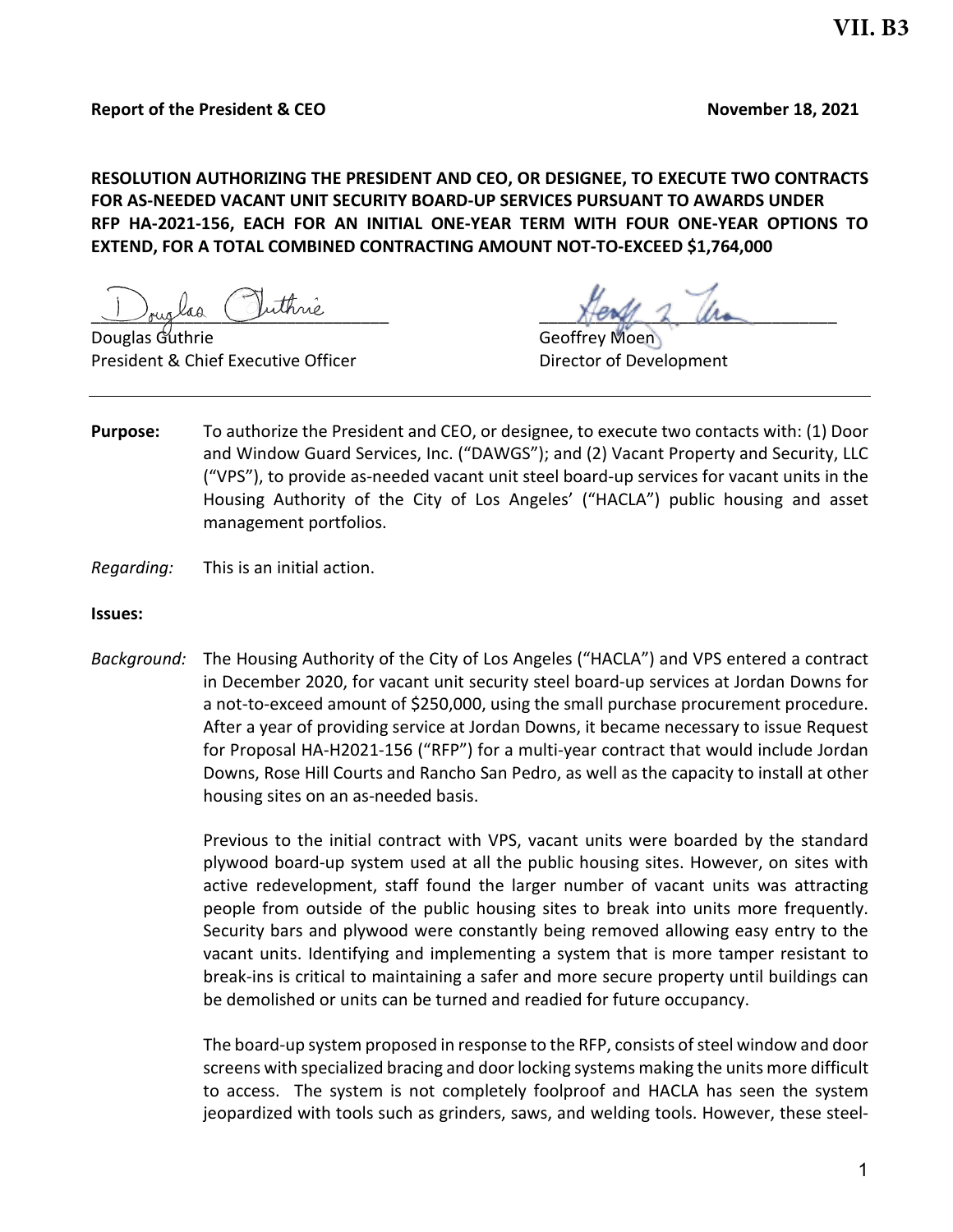VII. B3

**Report of the President & CEO** **November 18, 2021**

**RESOLUTION AUTHORIZING THE PRESIDENT AND CEO, OR DESIGNEE, TO EXECUTE TWO CONTRACTS FOR AS-NEEDED VACANT UNIT SECURITY BOARD-UP SERVICES PURSUANT TO AWARDS UNDER RFP HA-2021-156, EACH FOR AN INITIAL ONE-YEAR TERM WITH FOUR ONE-YEAR OPTIONS TO EXTEND, FOR A TOTAL COMBINED CONTRACTING AMOUNT NOT-TO-EXCEED $1,764,000**

Douglas Guthrie
President & Chief Executive Officer

Geoffrey Moen
Director of Development

---

**Purpose:** To authorize the President and CEO, or designee, to execute two contacts with: (1) Door and Window Guard Services, Inc. ("DAWGS"); and (2) Vacant Property and Security, LLC ("VPS"), to provide as-needed vacant unit steel board-up services for vacant units in the Housing Authority of the City of Los Angeles' ("HACLA") public housing and asset management portfolios.

*Regarding:* This is an initial action.

**Issues:**

*Background:* The Housing Authority of the City of Los Angeles ("HACLA") and VPS entered a contract in December 2020, for vacant unit security steel board-up services at Jordan Downs for a not-to-exceed amount of $250,000, using the small purchase procurement procedure. After a year of providing service at Jordan Downs, it became necessary to issue Request for Proposal HA-H2021-156 ("RFP") for a multi-year contract that would include Jordan Downs, Rose Hill Courts and Rancho San Pedro, as well as the capacity to install at other housing sites on an as-needed basis.

Previous to the initial contract with VPS, vacant units were boarded by the standard plywood board-up system used at all the public housing sites. However, on sites with active redevelopment, staff found the larger number of vacant units was attracting people from outside of the public housing sites to break into units more frequently. Security bars and plywood were constantly being removed allowing easy entry to the vacant units. Identifying and implementing a system that is more tamper resistant to break-ins is critical to maintaining a safer and more secure property until buildings can be demolished or units can be turned and readied for future occupancy.

The board-up system proposed in response to the RFP, consists of steel window and door screens with specialized bracing and door locking systems making the units more difficult to access. The system is not completely foolproof and HACLA has seen the system jeopardized with tools such as grinders, saws, and welding tools. However, these steel-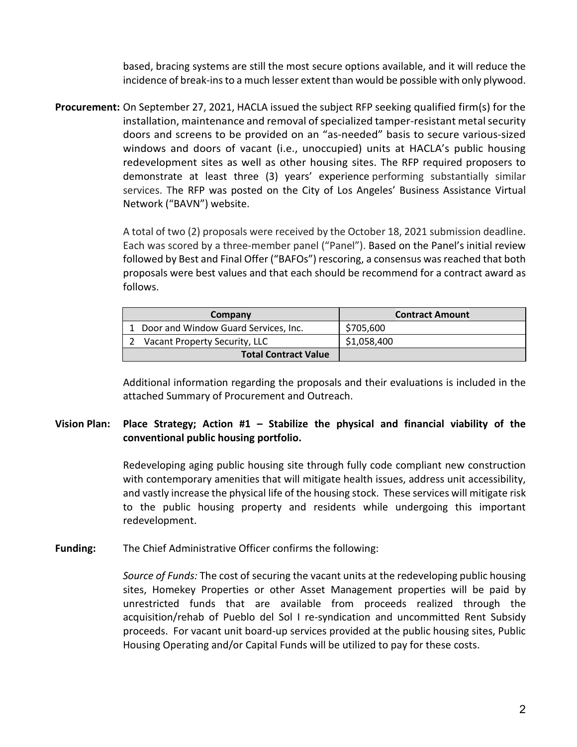based, bracing systems are still the most secure options available, and it will reduce the incidence of break-ins to a much lesser extent than would be possible with only plywood.

**Procurement:** On September 27, 2021, HACLA issued the subject RFP seeking qualified firm(s) for the installation, maintenance and removal of specialized tamper-resistant metal security doors and screens to be provided on an "as-needed" basis to secure various-sized windows and doors of vacant (i.e., unoccupied) units at HACLA's public housing redevelopment sites as well as other housing sites. The RFP required proposers to demonstrate at least three (3) years' experience performing substantially similar services. The RFP was posted on the City of Los Angeles' Business Assistance Virtual Network ("BAVN") website.

A total of two (2) proposals were received by the October 18, 2021 submission deadline. Each was scored by a three-member panel ("Panel"). Based on the Panel's initial review followed by Best and Final Offer ("BAFOs") rescoring, a consensus was reached that both proposals were best values and that each should be recommend for a contract award as follows.

| Company | Contract Amount |
|---|---|
| 1 Door and Window Guard Services, Inc. | $705,600 |
| 2 Vacant Property Security, LLC | $1,058,400 |
| **Total Contract Value** | |

Additional information regarding the proposals and their evaluations is included in the attached Summary of Procurement and Outreach.

**Vision Plan: Place Strategy; Action #1 – Stabilize the physical and financial viability of the conventional public housing portfolio.**

Redeveloping aging public housing site through fully code compliant new construction with contemporary amenities that will mitigate health issues, address unit accessibility, and vastly increase the physical life of the housing stock. These services will mitigate risk to the public housing property and residents while undergoing this important redevelopment.

**Funding:** The Chief Administrative Officer confirms the following:

*Source of Funds:* The cost of securing the vacant units at the redeveloping public housing sites, Homekey Properties or other Asset Management properties will be paid by unrestricted funds that are available from proceeds realized through the acquisition/rehab of Pueblo del Sol I re-syndication and uncommitted Rent Subsidy proceeds. For vacant unit board-up services provided at the public housing sites, Public Housing Operating and/or Capital Funds will be utilized to pay for these costs.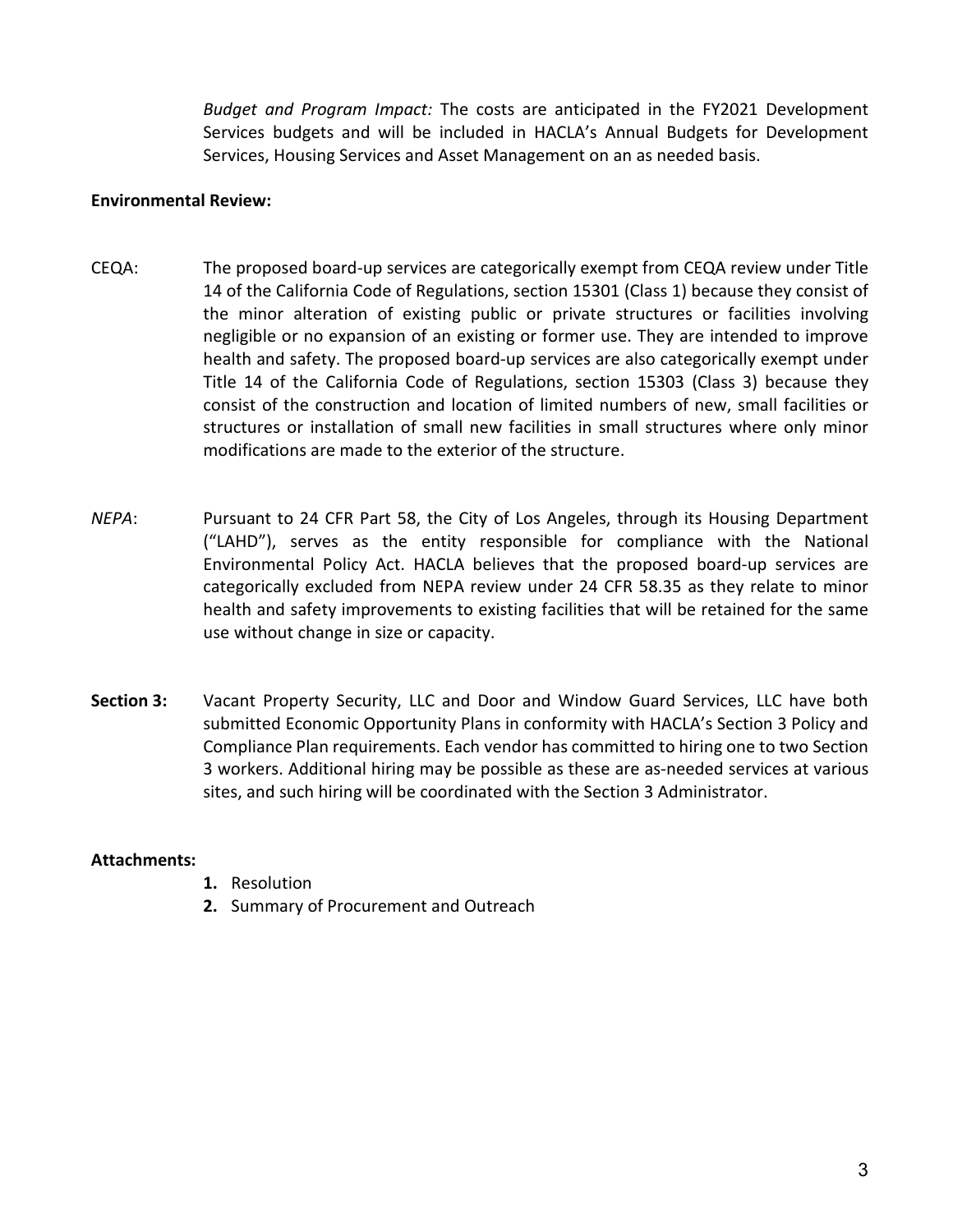*Budget and Program Impact:* The costs are anticipated in the FY2021 Development Services budgets and will be included in HACLA's Annual Budgets for Development Services, Housing Services and Asset Management on an as needed basis.

**Environmental Review:**

CEQA: The proposed board-up services are categorically exempt from CEQA review under Title 14 of the California Code of Regulations, section 15301 (Class 1) because they consist of the minor alteration of existing public or private structures or facilities involving negligible or no expansion of an existing or former use. They are intended to improve health and safety. The proposed board-up services are also categorically exempt under Title 14 of the California Code of Regulations, section 15303 (Class 3) because they consist of the construction and location of limited numbers of new, small facilities or structures or installation of small new facilities in small structures where only minor modifications are made to the exterior of the structure.

*NEPA*: Pursuant to 24 CFR Part 58, the City of Los Angeles, through its Housing Department ("LAHD"), serves as the entity responsible for compliance with the National Environmental Policy Act. HACLA believes that the proposed board-up services are categorically excluded from NEPA review under 24 CFR 58.35 as they relate to minor health and safety improvements to existing facilities that will be retained for the same use without change in size or capacity.

**Section 3:** Vacant Property Security, LLC and Door and Window Guard Services, LLC have both submitted Economic Opportunity Plans in conformity with HACLA's Section 3 Policy and Compliance Plan requirements. Each vendor has committed to hiring one to two Section 3 workers. Additional hiring may be possible as these are as-needed services at various sites, and such hiring will be coordinated with the Section 3 Administrator.

**Attachments:**

1. Resolution
2. Summary of Procurement and Outreach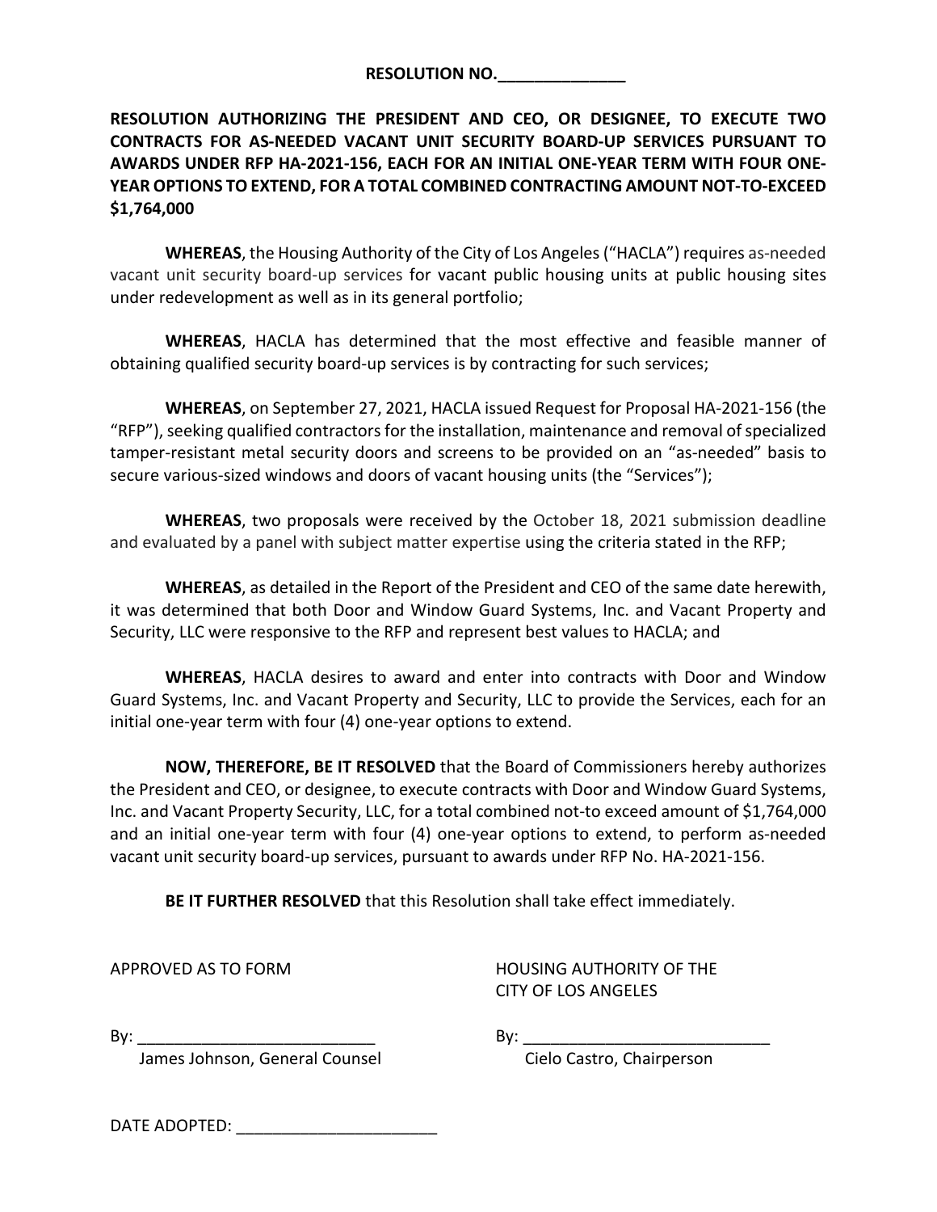**RESOLUTION NO.______________**

**RESOLUTION AUTHORIZING THE PRESIDENT AND CEO, OR DESIGNEE, TO EXECUTE TWO CONTRACTS FOR AS-NEEDED VACANT UNIT SECURITY BOARD-UP SERVICES PURSUANT TO AWARDS UNDER RFP HA-2021-156, EACH FOR AN INITIAL ONE-YEAR TERM WITH FOUR ONE-YEAR OPTIONS TO EXTEND, FOR A TOTAL COMBINED CONTRACTING AMOUNT NOT-TO-EXCEED $1,764,000**

**WHEREAS**, the Housing Authority of the City of Los Angeles ("HACLA") requires as-needed vacant unit security board-up services for vacant public housing units at public housing sites under redevelopment as well as in its general portfolio;

**WHEREAS**, HACLA has determined that the most effective and feasible manner of obtaining qualified security board-up services is by contracting for such services;

**WHEREAS**, on September 27, 2021, HACLA issued Request for Proposal HA-2021-156 (the "RFP"), seeking qualified contractors for the installation, maintenance and removal of specialized tamper-resistant metal security doors and screens to be provided on an "as-needed" basis to secure various-sized windows and doors of vacant housing units (the "Services");

**WHEREAS**, two proposals were received by the October 18, 2021 submission deadline and evaluated by a panel with subject matter expertise using the criteria stated in the RFP;

**WHEREAS**, as detailed in the Report of the President and CEO of the same date herewith, it was determined that both Door and Window Guard Systems, Inc. and Vacant Property and Security, LLC were responsive to the RFP and represent best values to HACLA; and

**WHEREAS**, HACLA desires to award and enter into contracts with Door and Window Guard Systems, Inc. and Vacant Property and Security, LLC to provide the Services, each for an initial one-year term with four (4) one-year options to extend.

**NOW, THEREFORE, BE IT RESOLVED** that the Board of Commissioners hereby authorizes the President and CEO, or designee, to execute contracts with Door and Window Guard Systems, Inc. and Vacant Property Security, LLC, for a total combined not-to exceed amount of $1,764,000 and an initial one-year term with four (4) one-year options to extend, to perform as-needed vacant unit security board-up services, pursuant to awards under RFP No. HA-2021-156.

**BE IT FURTHER RESOLVED** that this Resolution shall take effect immediately.

APPROVED AS TO FORM

By: ___________________________
James Johnson, General Counsel

HOUSING AUTHORITY OF THE CITY OF LOS ANGELES

By: ___________________________
Cielo Castro, Chairperson

DATE ADOPTED: ______________________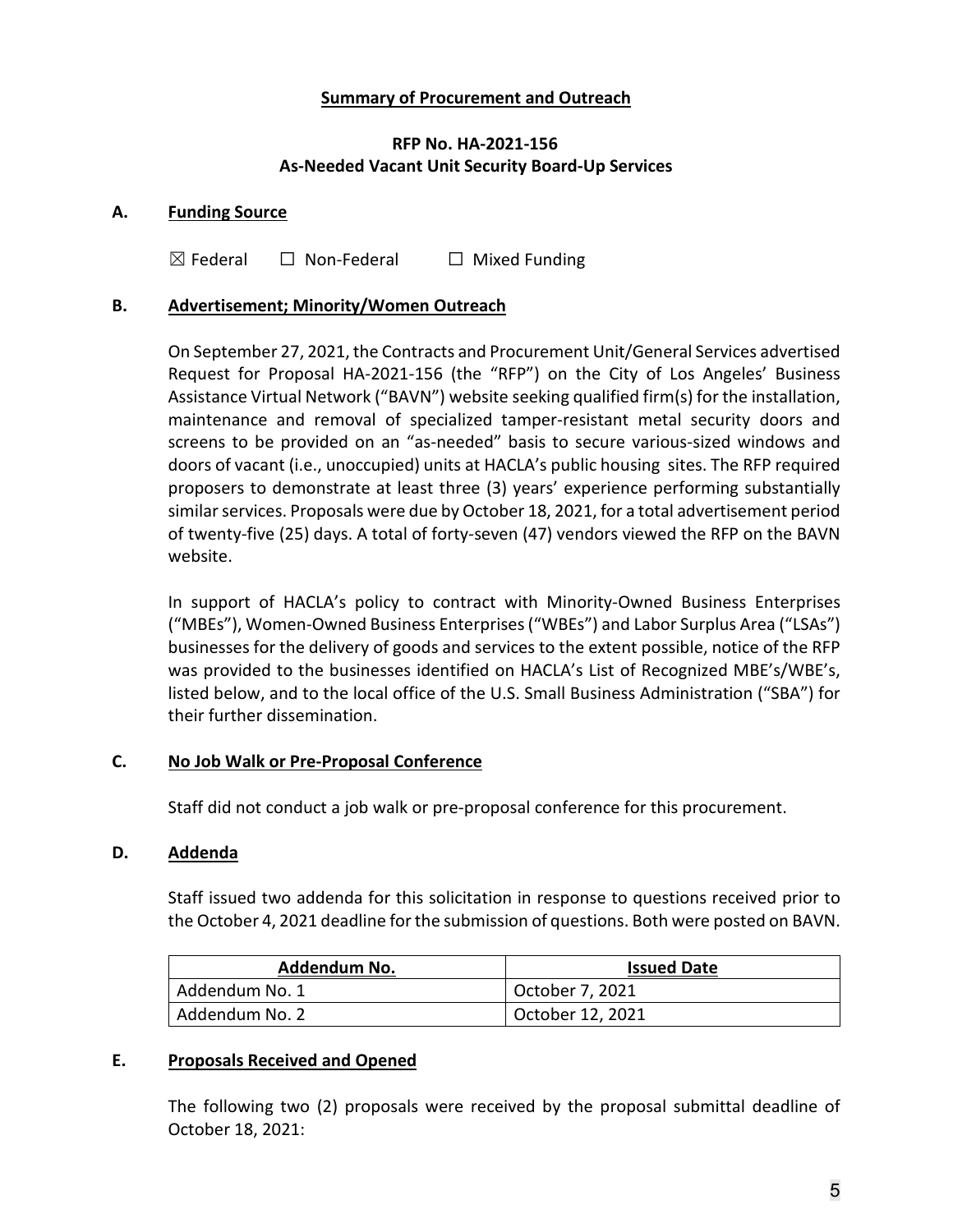**Summary of Procurement and Outreach**

**RFP No. HA-2021-156**
**As-Needed Vacant Unit Security Board-Up Services**

**A. Funding Source**

☒ Federal ☐ Non-Federal ☐ Mixed Funding

**B. Advertisement; Minority/Women Outreach**

On September 27, 2021, the Contracts and Procurement Unit/General Services advertised Request for Proposal HA-2021-156 (the "RFP") on the City of Los Angeles' Business Assistance Virtual Network ("BAVN") website seeking qualified firm(s) for the installation, maintenance and removal of specialized tamper-resistant metal security doors and screens to be provided on an "as-needed" basis to secure various-sized windows and doors of vacant (i.e., unoccupied) units at HACLA's public housing sites. The RFP required proposers to demonstrate at least three (3) years' experience performing substantially similar services. Proposals were due by October 18, 2021, for a total advertisement period of twenty-five (25) days. A total of forty-seven (47) vendors viewed the RFP on the BAVN website.

In support of HACLA's policy to contract with Minority-Owned Business Enterprises ("MBEs"), Women-Owned Business Enterprises ("WBEs") and Labor Surplus Area ("LSAs") businesses for the delivery of goods and services to the extent possible, notice of the RFP was provided to the businesses identified on HACLA's List of Recognized MBE's/WBE's, listed below, and to the local office of the U.S. Small Business Administration ("SBA") for their further dissemination.

**C. No Job Walk or Pre-Proposal Conference**

Staff did not conduct a job walk or pre-proposal conference for this procurement.

**D. Addenda**

Staff issued two addenda for this solicitation in response to questions received prior to the October 4, 2021 deadline for the submission of questions. Both were posted on BAVN.

| Addendum No. | Issued Date |
|---|---|
| Addendum No. 1 | October 7, 2021 |
| Addendum No. 2 | October 12, 2021 |

**E. Proposals Received and Opened**

The following two (2) proposals were received by the proposal submittal deadline of October 18, 2021: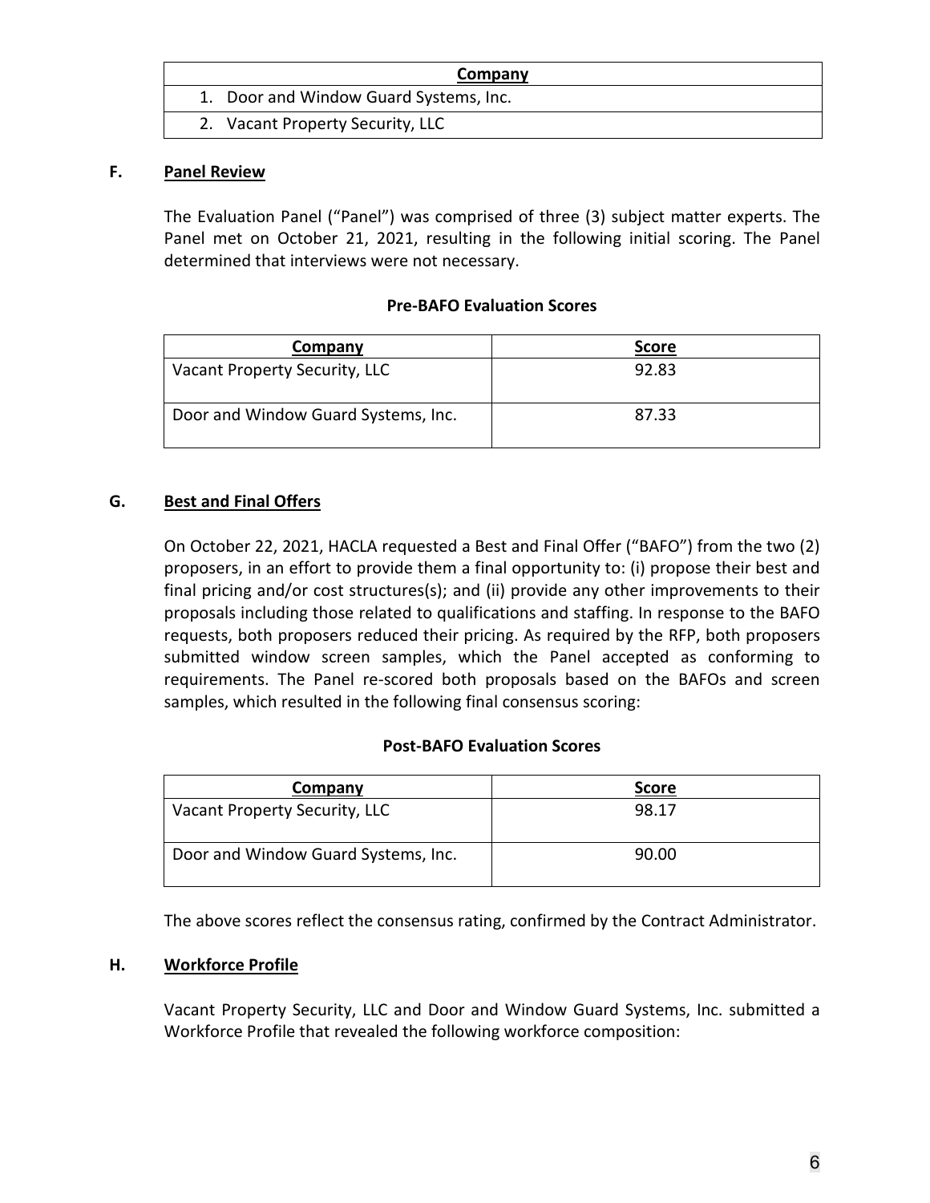| Company |
| --- |
| 1. Door and Window Guard Systems, Inc. |
| 2. Vacant Property Security, LLC |

**F. Panel Review**

The Evaluation Panel ("Panel") was comprised of three (3) subject matter experts. The Panel met on October 21, 2021, resulting in the following initial scoring. The Panel determined that interviews were not necessary.

**Pre-BAFO Evaluation Scores**

| Company | Score |
| --- | --- |
| Vacant Property Security, LLC | 92.83 |
| Door and Window Guard Systems, Inc. | 87.33 |

**G. Best and Final Offers**

On October 22, 2021, HACLA requested a Best and Final Offer ("BAFO") from the two (2) proposers, in an effort to provide them a final opportunity to: (i) propose their best and final pricing and/or cost structures(s); and (ii) provide any other improvements to their proposals including those related to qualifications and staffing. In response to the BAFO requests, both proposers reduced their pricing. As required by the RFP, both proposers submitted window screen samples, which the Panel accepted as conforming to requirements. The Panel re-scored both proposals based on the BAFOs and screen samples, which resulted in the following final consensus scoring:

**Post-BAFO Evaluation Scores**

| Company | Score |
| --- | --- |
| Vacant Property Security, LLC | 98.17 |
| Door and Window Guard Systems, Inc. | 90.00 |

The above scores reflect the consensus rating, confirmed by the Contract Administrator.

**H. Workforce Profile**

Vacant Property Security, LLC and Door and Window Guard Systems, Inc. submitted a Workforce Profile that revealed the following workforce composition: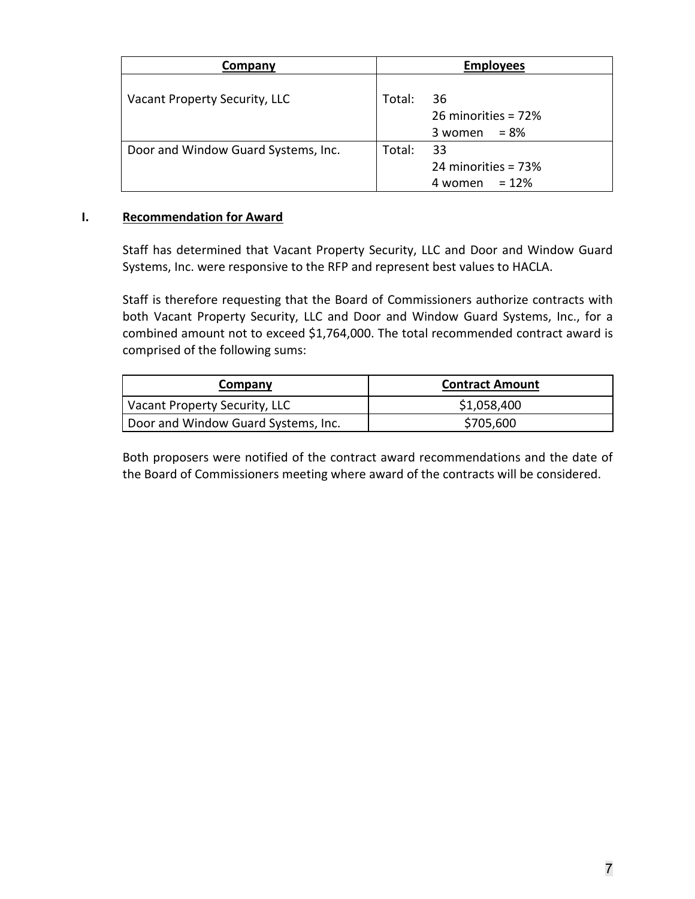| Company | Employees |
|---|---|
| Vacant Property Security, LLC | Total: 36<br>26 minorities = 72%<br>3 women = 8% |
| Door and Window Guard Systems, Inc. | Total: 33<br>24 minorities = 73%<br>4 women = 12% |

## I. Recommendation for Award

Staff has determined that Vacant Property Security, LLC and Door and Window Guard Systems, Inc. were responsive to the RFP and represent best values to HACLA.

Staff is therefore requesting that the Board of Commissioners authorize contracts with both Vacant Property Security, LLC and Door and Window Guard Systems, Inc., for a combined amount not to exceed $1,764,000. The total recommended contract award is comprised of the following sums:

| Company | Contract Amount |
|---|---|
| Vacant Property Security, LLC | $1,058,400 |
| Door and Window Guard Systems, Inc. | $705,600 |

Both proposers were notified of the contract award recommendations and the date of the Board of Commissioners meeting where award of the contracts will be considered.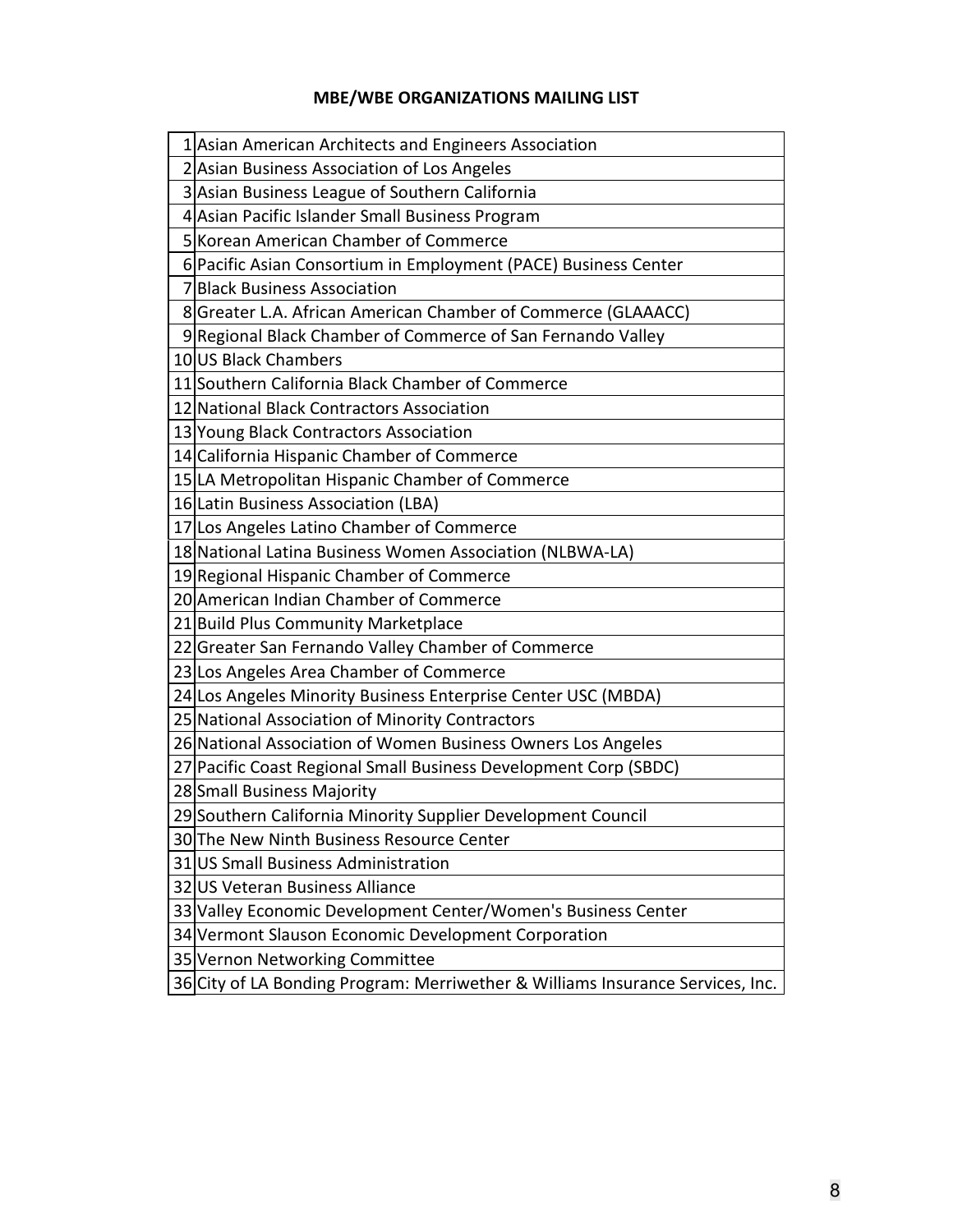**MBE/WBE ORGANIZATIONS MAILING LIST**

| | |
|---|---|
| 1 | Asian American Architects and Engineers Association |
| 2 | Asian Business Association of Los Angeles |
| 3 | Asian Business League of Southern California |
| 4 | Asian Pacific Islander Small Business Program |
| 5 | Korean American Chamber of Commerce |
| 6 | Pacific Asian Consortium in Employment (PACE) Business Center |
| 7 | Black Business Association |
| 8 | Greater L.A. African American Chamber of Commerce (GLAAACC) |
| 9 | Regional Black Chamber of Commerce of San Fernando Valley |
| 10 | US Black Chambers |
| 11 | Southern California Black Chamber of Commerce |
| 12 | National Black Contractors Association |
| 13 | Young Black Contractors Association |
| 14 | California Hispanic Chamber of Commerce |
| 15 | LA Metropolitan Hispanic Chamber of Commerce |
| 16 | Latin Business Association (LBA) |
| 17 | Los Angeles Latino Chamber of Commerce |
| 18 | National Latina Business Women Association (NLBWA-LA) |
| 19 | Regional Hispanic Chamber of Commerce |
| 20 | American Indian Chamber of Commerce |
| 21 | Build Plus Community Marketplace |
| 22 | Greater San Fernando Valley Chamber of Commerce |
| 23 | Los Angeles Area Chamber of Commerce |
| 24 | Los Angeles Minority Business Enterprise Center USC (MBDA) |
| 25 | National Association of Minority Contractors |
| 26 | National Association of Women Business Owners Los Angeles |
| 27 | Pacific Coast Regional Small Business Development Corp (SBDC) |
| 28 | Small Business Majority |
| 29 | Southern California Minority Supplier Development Council |
| 30 | The New Ninth Business Resource Center |
| 31 | US Small Business Administration |
| 32 | US Veteran Business Alliance |
| 33 | Valley Economic Development Center/Women's Business Center |
| 34 | Vermont Slauson Economic Development Corporation |
| 35 | Vernon Networking Committee |
| 36 | City of LA Bonding Program: Merriwether & Williams Insurance Services, Inc. |